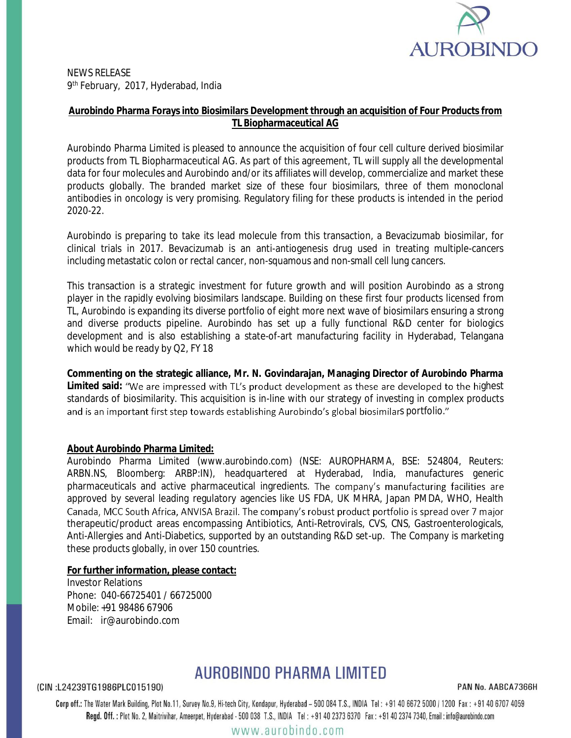NEWS RELEASE
9th February, 2017, Hyderabad, India

## Aurobindo Pharma Forays into Biosimilars Development through an acquisition of Four Products from TL Biopharmaceutical AG

Aurobindo Pharma Limited is pleased to announce the acquisition of four cell culture derived biosimilar products from TL Biopharmaceutical AG. As part of this agreement, TL will supply all the developmental data for four molecules and Aurobindo and/or its affiliates will develop, commercialize and market these products globally. The branded market size of these four biosimilars, three of them monoclonal antibodies in oncology is very promising. Regulatory filing for these products is intended in the period 2020-22.

Aurobindo is preparing to take its lead molecule from this transaction, a Bevacizumab biosimilar, for clinical trials in 2017. Bevacizumab is an anti-antiogenesis drug used in treating multiple-cancers including metastatic colon or rectal cancer, non-squamous and non-small cell lung cancers.

This transaction is a strategic investment for future growth and will position Aurobindo as a strong player in the rapidly evolving biosimilars landscape. Building on these first four products licensed from TL, Aurobindo is expanding its diverse portfolio of eight more next wave of biosimilars ensuring a strong and diverse products pipeline. Aurobindo has set up a fully functional R&D center for biologics development and is also establishing a state-of-art manufacturing facility in Hyderabad, Telangana which would be ready by Q2, FY 18

**Commenting on the strategic alliance, Mr. N. Govindarajan, Managing Director of Aurobindo Pharma Limited said:** "We are impressed with TL's product development as these are developed to the highest standards of biosimilarity. This acquisition is in-line with our strategy of investing in complex products and is an important first step towards establishing Aurobindo's global biosimilars portfolio."

**About Aurobindo Pharma Limited:**

Aurobindo Pharma Limited (www.aurobindo.com) (NSE: AUROPHARMA, BSE: 524804, Reuters: ARBN.NS, Bloomberg: ARBP:IN), headquartered at Hyderabad, India, manufactures generic pharmaceuticals and active pharmaceutical ingredients. The company's manufacturing facilities are approved by several leading regulatory agencies like US FDA, UK MHRA, Japan PMDA, WHO, Health Canada, MCC South Africa, ANVISA Brazil. The company's robust product portfolio is spread over 7 major therapeutic/product areas encompassing Antibiotics, Anti-Retrovirals, CVS, CNS, Gastroenterologicals, Anti-Allergies and Anti-Diabetics, supported by an outstanding R&D set-up. The Company is marketing these products globally, in over 150 countries.

**For further information, please contact:**

Investor Relations
Phone: 040-66725401 / 66725000
Mobile: +91 98486 67906
Email: ir@aurobindo.com

AUROBINDO PHARMA LIMITED

(CIN :L24239TG1986PLC015190) PAN No. AABCA7366H

Corp off.: The Water Mark Building, Plot No.11, Survey No.9, Hi-tech City, Kondapur, Hyderabad – 500 084 T.S., INDIA Tel : +91 40 6672 5000 / 1200 Fax : +91 40 6707 4059
Regd. Off. : Plot No. 2, Maitrivihar, Ameerpet, Hyderabad - 500 038 T.S., INDIA Tel : +91 40 2373 6370 Fax : +91 40 2374 7340, Email : info@aurobindo.com

www.aurobindo.com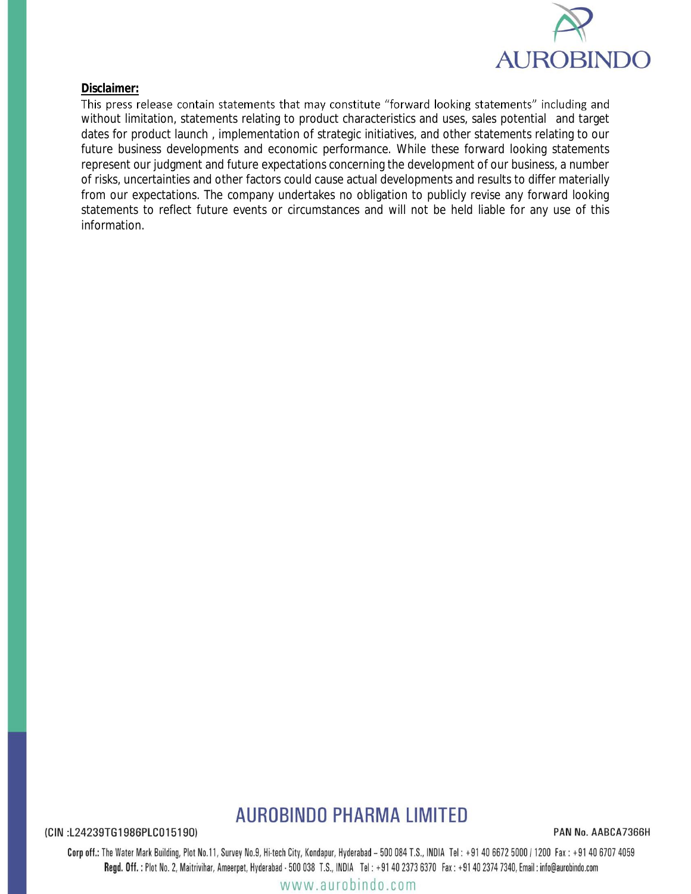**Disclaimer:**

This press release contain statements that may constitute "forward looking statements" including and without limitation, statements relating to product characteristics and uses, sales potential and target dates for product launch , implementation of strategic initiatives, and other statements relating to our future business developments and economic performance. While these forward looking statements represent our judgment and future expectations concerning the development of our business, a number of risks, uncertainties and other factors could cause actual developments and results to differ materially from our expectations. The company undertakes no obligation to publicly revise any forward looking statements to reflect future events or circumstances and will not be held liable for any use of this information.